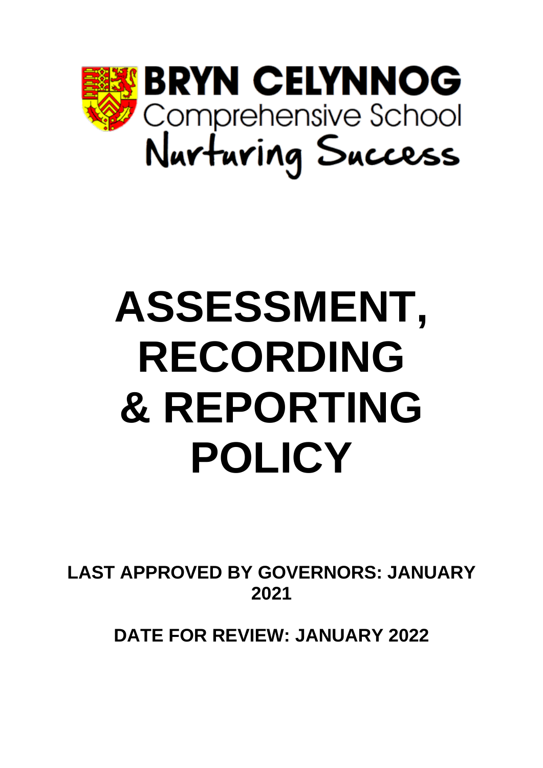**BRYN CELYNNOG**
Comprehensive School
Nurturing Success

# ASSESSMENT, RECORDING & REPORTING POLICY

**LAST APPROVED BY GOVERNORS: JANUARY 2021**

**DATE FOR REVIEW: JANUARY 2022**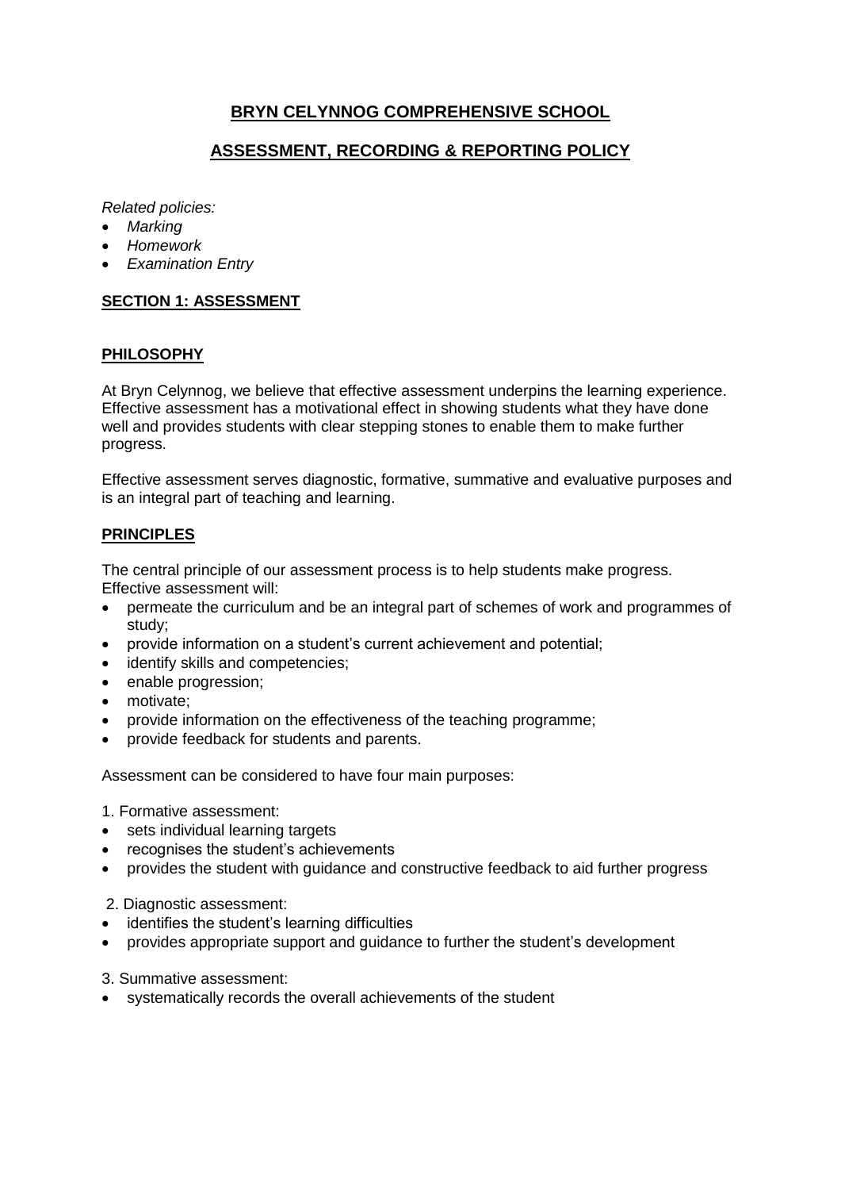# BRYN CELYNNOG COMPREHENSIVE SCHOOL

## ASSESSMENT, RECORDING & REPORTING POLICY

*Related policies:*

- *Marking*
- *Homework*
- *Examination Entry*

### SECTION 1: ASSESSMENT

#### PHILOSOPHY

At Bryn Celynnog, we believe that effective assessment underpins the learning experience. Effective assessment has a motivational effect in showing students what they have done well and provides students with clear stepping stones to enable them to make further progress.

Effective assessment serves diagnostic, formative, summative and evaluative purposes and is an integral part of teaching and learning.

#### PRINCIPLES

The central principle of our assessment process is to help students make progress. Effective assessment will:

- permeate the curriculum and be an integral part of schemes of work and programmes of study;
- provide information on a student's current achievement and potential;
- identify skills and competencies;
- enable progression;
- motivate;
- provide information on the effectiveness of the teaching programme;
- provide feedback for students and parents.

Assessment can be considered to have four main purposes:

1. Formative assessment:

- sets individual learning targets
- recognises the student's achievements
- provides the student with guidance and constructive feedback to aid further progress

2. Diagnostic assessment:

- identifies the student's learning difficulties
- provides appropriate support and guidance to further the student's development

3. Summative assessment:

- systematically records the overall achievements of the student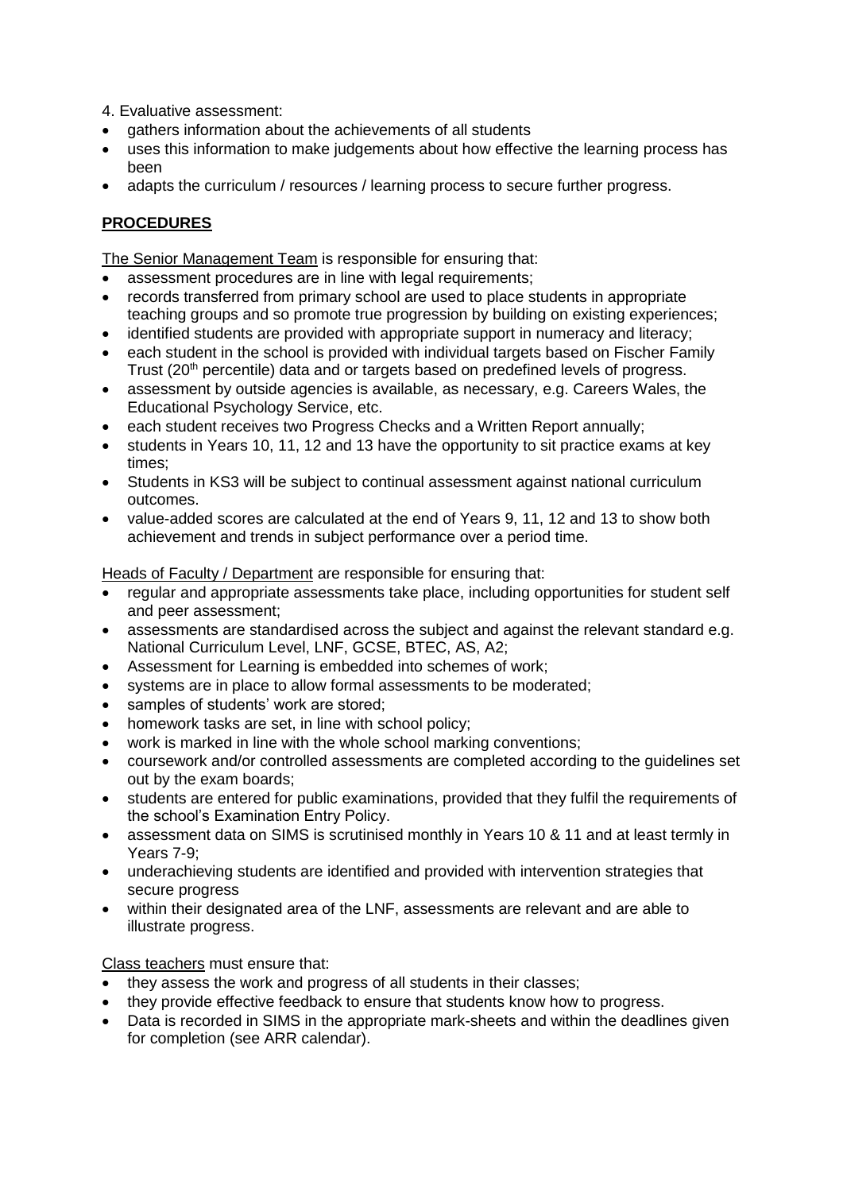4. Evaluative assessment:

- gathers information about the achievements of all students
- uses this information to make judgements about how effective the learning process has been
- adapts the curriculum / resources / learning process to secure further progress.

## **PROCEDURES**

The Senior Management Team is responsible for ensuring that:

- assessment procedures are in line with legal requirements;
- records transferred from primary school are used to place students in appropriate teaching groups and so promote true progression by building on existing experiences;
- identified students are provided with appropriate support in numeracy and literacy;
- each student in the school is provided with individual targets based on Fischer Family Trust (20th percentile) data and or targets based on predefined levels of progress.
- assessment by outside agencies is available, as necessary, e.g. Careers Wales, the Educational Psychology Service, etc.
- each student receives two Progress Checks and a Written Report annually;
- students in Years 10, 11, 12 and 13 have the opportunity to sit practice exams at key times;
- Students in KS3 will be subject to continual assessment against national curriculum outcomes.
- value-added scores are calculated at the end of Years 9, 11, 12 and 13 to show both achievement and trends in subject performance over a period time.

Heads of Faculty / Department are responsible for ensuring that:

- regular and appropriate assessments take place, including opportunities for student self and peer assessment;
- assessments are standardised across the subject and against the relevant standard e.g. National Curriculum Level, LNF, GCSE, BTEC, AS, A2;
- Assessment for Learning is embedded into schemes of work;
- systems are in place to allow formal assessments to be moderated;
- samples of students' work are stored;
- homework tasks are set, in line with school policy;
- work is marked in line with the whole school marking conventions;
- coursework and/or controlled assessments are completed according to the guidelines set out by the exam boards;
- students are entered for public examinations, provided that they fulfil the requirements of the school's Examination Entry Policy.
- assessment data on SIMS is scrutinised monthly in Years 10 & 11 and at least termly in Years 7-9;
- underachieving students are identified and provided with intervention strategies that secure progress
- within their designated area of the LNF, assessments are relevant and are able to illustrate progress.

Class teachers must ensure that:

- they assess the work and progress of all students in their classes;
- they provide effective feedback to ensure that students know how to progress.
- Data is recorded in SIMS in the appropriate mark-sheets and within the deadlines given for completion (see ARR calendar).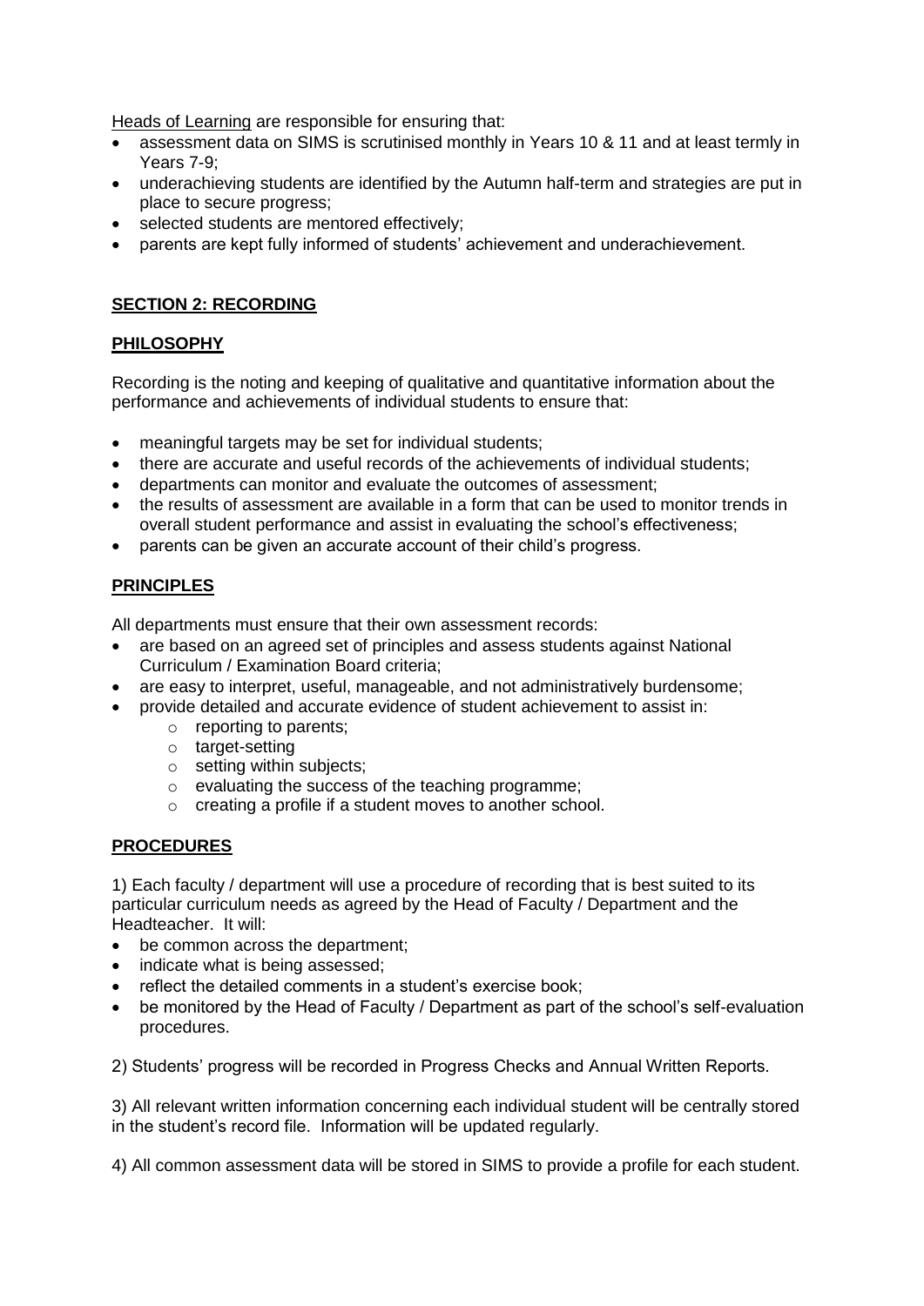<u>Heads of Learning</u> are responsible for ensuring that:

- assessment data on SIMS is scrutinised monthly in Years 10 & 11 and at least termly in Years 7-9;
- underachieving students are identified by the Autumn half-term and strategies are put in place to secure progress;
- selected students are mentored effectively;
- parents are kept fully informed of students' achievement and underachievement.

## SECTION 2: RECORDING

### PHILOSOPHY

Recording is the noting and keeping of qualitative and quantitative information about the performance and achievements of individual students to ensure that:

- meaningful targets may be set for individual students;
- there are accurate and useful records of the achievements of individual students;
- departments can monitor and evaluate the outcomes of assessment;
- the results of assessment are available in a form that can be used to monitor trends in overall student performance and assist in evaluating the school's effectiveness;
- parents can be given an accurate account of their child's progress.

### PRINCIPLES

All departments must ensure that their own assessment records:

- are based on an agreed set of principles and assess students against National Curriculum / Examination Board criteria;
- are easy to interpret, useful, manageable, and not administratively burdensome;
- provide detailed and accurate evidence of student achievement to assist in:
    - reporting to parents;
    - target-setting
    - setting within subjects;
    - evaluating the success of the teaching programme;
    - creating a profile if a student moves to another school.

### PROCEDURES

1) Each faculty / department will use a procedure of recording that is best suited to its particular curriculum needs as agreed by the Head of Faculty / Department and the Headteacher. It will:

- be common across the department;
- indicate what is being assessed;
- reflect the detailed comments in a student's exercise book;
- be monitored by the Head of Faculty / Department as part of the school's self-evaluation procedures.

2) Students' progress will be recorded in Progress Checks and Annual Written Reports.

3) All relevant written information concerning each individual student will be centrally stored in the student's record file. Information will be updated regularly.

4) All common assessment data will be stored in SIMS to provide a profile for each student.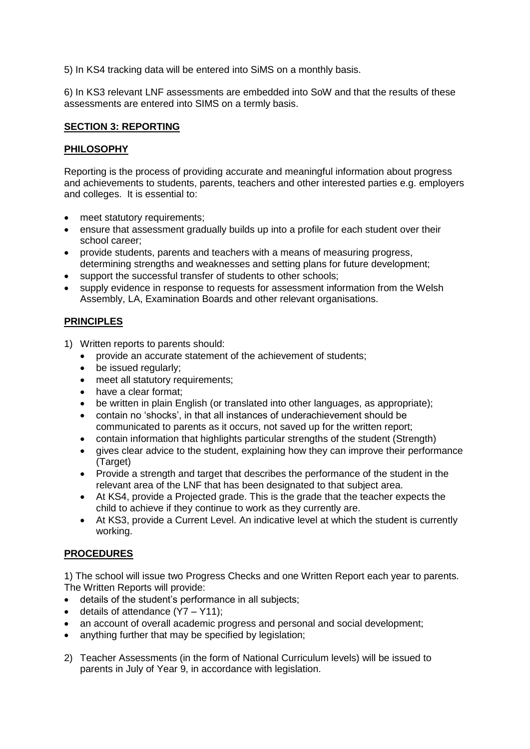5) In KS4 tracking data will be entered into SiMS on a monthly basis.

6) In KS3 relevant LNF assessments are embedded into SoW and that the results of these assessments are entered into SIMS on a termly basis.

## SECTION 3: REPORTING

### PHILOSOPHY

Reporting is the process of providing accurate and meaningful information about progress and achievements to students, parents, teachers and other interested parties e.g. employers and colleges. It is essential to:

- meet statutory requirements;
- ensure that assessment gradually builds up into a profile for each student over their school career;
- provide students, parents and teachers with a means of measuring progress, determining strengths and weaknesses and setting plans for future development;
- support the successful transfer of students to other schools;
- supply evidence in response to requests for assessment information from the Welsh Assembly, LA, Examination Boards and other relevant organisations.

### PRINCIPLES

1) Written reports to parents should:
   - provide an accurate statement of the achievement of students;
   - be issued regularly;
   - meet all statutory requirements;
   - have a clear format;
   - be written in plain English (or translated into other languages, as appropriate);
   - contain no 'shocks', in that all instances of underachievement should be communicated to parents as it occurs, not saved up for the written report;
   - contain information that highlights particular strengths of the student (Strength)
   - gives clear advice to the student, explaining how they can improve their performance (Target)
   - Provide a strength and target that describes the performance of the student in the relevant area of the LNF that has been designated to that subject area.
   - At KS4, provide a Projected grade. This is the grade that the teacher expects the child to achieve if they continue to work as they currently are.
   - At KS3, provide a Current Level. An indicative level at which the student is currently working.

### PROCEDURES

1) The school will issue two Progress Checks and one Written Report each year to parents. The Written Reports will provide:
- details of the student's performance in all subjects;
- details of attendance (Y7 – Y11);
- an account of overall academic progress and personal and social development;
- anything further that may be specified by legislation;

2) Teacher Assessments (in the form of National Curriculum levels) will be issued to parents in July of Year 9, in accordance with legislation.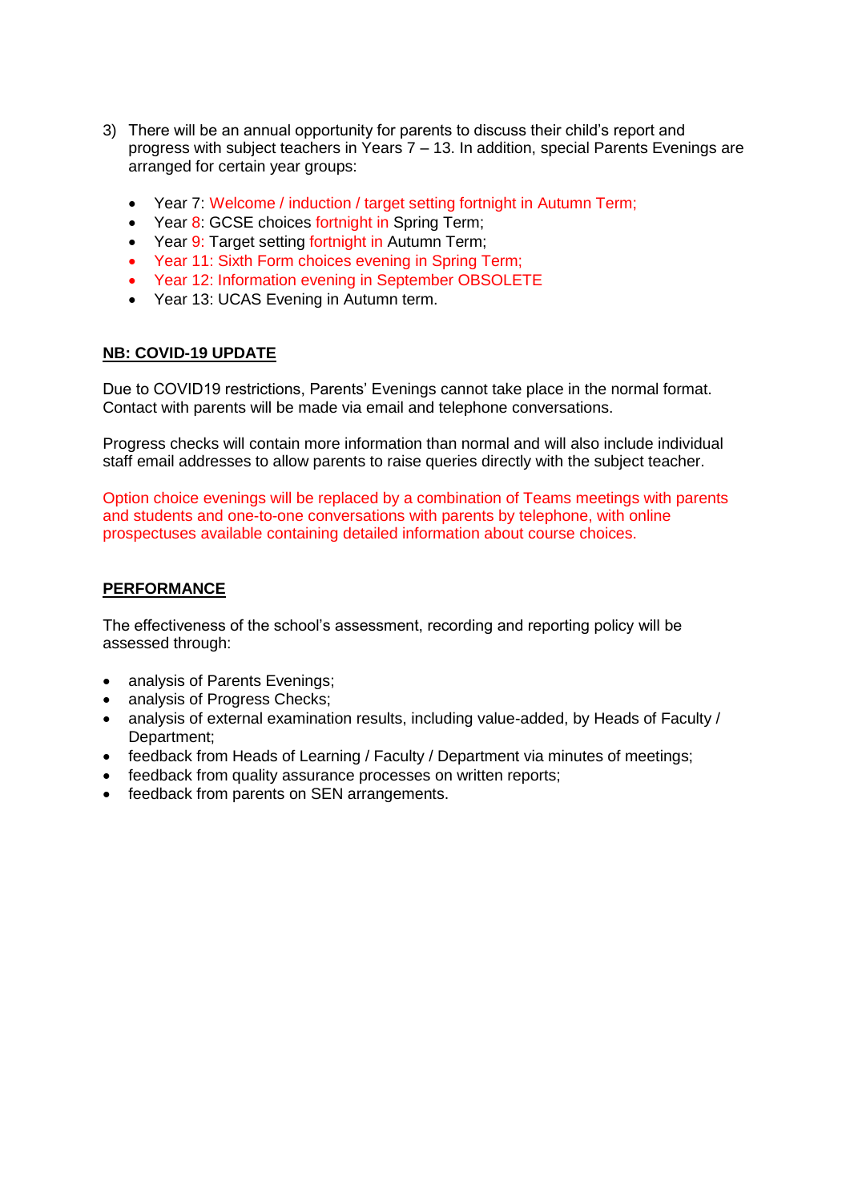3) There will be an annual opportunity for parents to discuss their child's report and progress with subject teachers in Years 7 – 13. In addition, special Parents Evenings are arranged for certain year groups:

   - Year 7: Welcome / induction / target setting fortnight in Autumn Term;
   - Year 8: GCSE choices fortnight in Spring Term;
   - Year 9: Target setting fortnight in Autumn Term;
   - Year 11: Sixth Form choices evening in Spring Term;
   - Year 12: Information evening in September OBSOLETE
   - Year 13: UCAS Evening in Autumn term.

**NB: COVID-19 UPDATE**

Due to COVID19 restrictions, Parents' Evenings cannot take place in the normal format. Contact with parents will be made via email and telephone conversations.

Progress checks will contain more information than normal and will also include individual staff email addresses to allow parents to raise queries directly with the subject teacher.

Option choice evenings will be replaced by a combination of Teams meetings with parents and students and one-to-one conversations with parents by telephone, with online prospectuses available containing detailed information about course choices.

**PERFORMANCE**

The effectiveness of the school's assessment, recording and reporting policy will be assessed through:

- analysis of Parents Evenings;
- analysis of Progress Checks;
- analysis of external examination results, including value-added, by Heads of Faculty / Department;
- feedback from Heads of Learning / Faculty / Department via minutes of meetings;
- feedback from quality assurance processes on written reports;
- feedback from parents on SEN arrangements.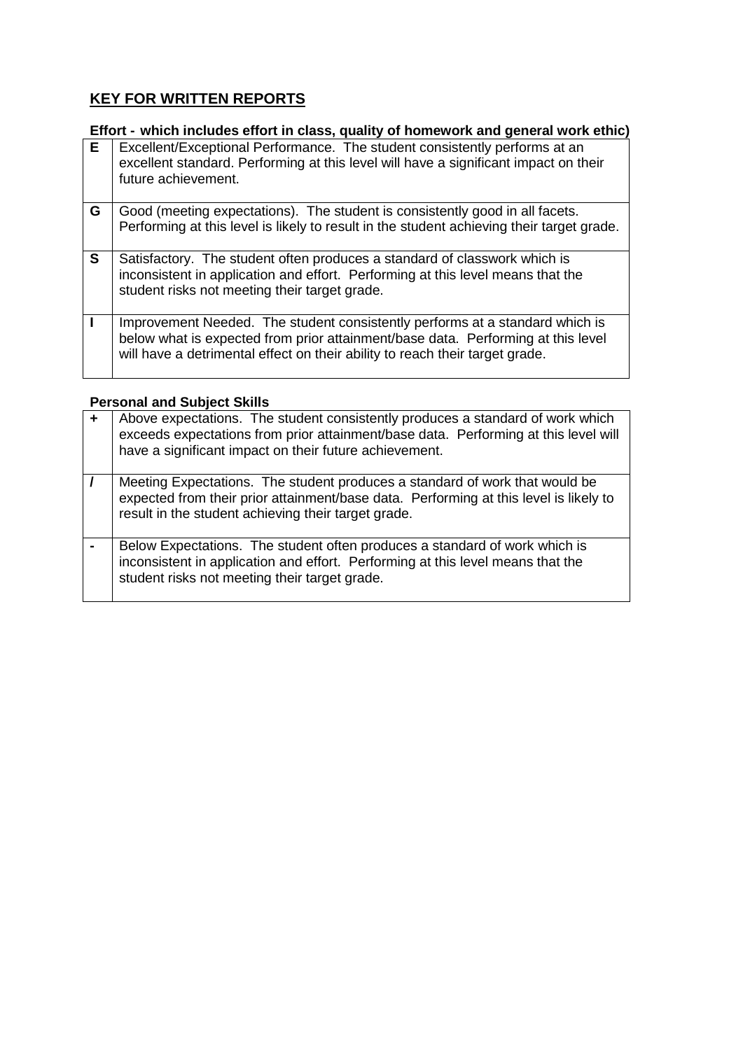## KEY FOR WRITTEN REPORTS

**Effort - which includes effort in class, quality of homework and general work ethic)**

| | |
|---|---|
| **E** | Excellent/Exceptional Performance. The student consistently performs at an excellent standard. Performing at this level will have a significant impact on their future achievement. |
| **G** | Good (meeting expectations). The student is consistently good in all facets. Performing at this level is likely to result in the student achieving their target grade. |
| **S** | Satisfactory. The student often produces a standard of classwork which is inconsistent in application and effort. Performing at this level means that the student risks not meeting their target grade. |
| **I** | Improvement Needed. The student consistently performs at a standard which is below what is expected from prior attainment/base data. Performing at this level will have a detrimental effect on their ability to reach their target grade. |

**Personal and Subject Skills**

| | |
|---|---|
| **+** | Above expectations. The student consistently produces a standard of work which exceeds expectations from prior attainment/base data. Performing at this level will have a significant impact on their future achievement. |
| **/** | Meeting Expectations. The student produces a standard of work that would be expected from their prior attainment/base data. Performing at this level is likely to result in the student achieving their target grade. |
| **-** | Below Expectations. The student often produces a standard of work which is inconsistent in application and effort. Performing at this level means that the student risks not meeting their target grade. |